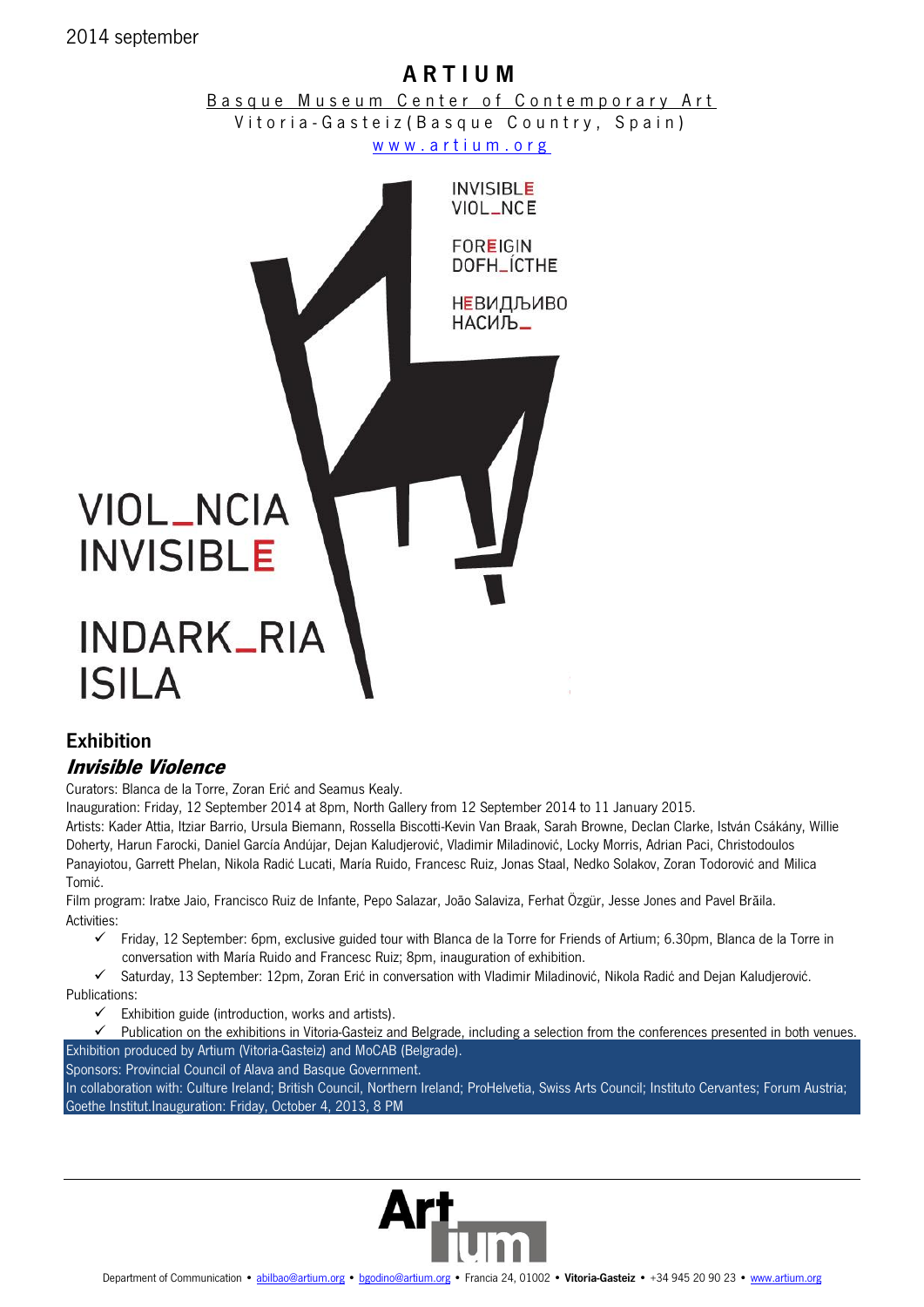2014 september

# ARTIUM

Basque Museum Center of Contemporary Art
Vitoria-Gasteiz (Basque Country, Spain)
www.artium.org

INVISIBLE
VIOL_NCE

FOREIGIN
DOFH_ÍCTHE

НЕВИДЉИВО
НАСИЉ_

VIOL_NCIA
INVISIBLE

INDARK_RIA
ISILA

## Exhibition

### *Invisible Violence*

Curators: Blanca de la Torre, Zoran Erić and Seamus Kealy.

Inauguration: Friday, 12 September 2014 at 8pm, North Gallery from 12 September 2014 to 11 January 2015.

Artists: Kader Attia, Itziar Barrio, Ursula Biemann, Rossella Biscotti-Kevin Van Braak, Sarah Browne, Declan Clarke, István Csákány, Willie Doherty, Harun Farocki, Daniel García Andújar, Dejan Kaludjerović, Vladimir Miladinović, Locky Morris, Adrian Paci, Christodoulos Panayiotou, Garrett Phelan, Nikola Radić Lucati, María Ruido, Francesc Ruiz, Jonas Staal, Nedko Solakov, Zoran Todorović and Milica Tomić.

Film program: Iratxe Jaio, Francisco Ruiz de Infante, Pepo Salazar, João Salaviza, Ferhat Özgür, Jesse Jones and Pavel Brăila.

Activities:

- ✓ Friday, 12 September: 6pm, exclusive guided tour with Blanca de la Torre for Friends of Artium; 6.30pm, Blanca de la Torre in conversation with María Ruido and Francesc Ruiz; 8pm, inauguration of exhibition.
- ✓ Saturday, 13 September: 12pm, Zoran Erić in conversation with Vladimir Miladinović, Nikola Radić and Dejan Kaludjerović.

Publications:

- ✓ Exhibition guide (introduction, works and artists).
- ✓ Publication on the exhibitions in Vitoria-Gasteiz and Belgrade, including a selection from the conferences presented in both venues.

Exhibition produced by Artium (Vitoria-Gasteiz) and MoCAB (Belgrade).
Sponsors: Provincial Council of Alava and Basque Government.
In collaboration with: Culture Ireland; British Council, Northern Ireland; ProHelvetia, Swiss Arts Council; Instituto Cervantes; Forum Austria; Goethe Institut.Inauguration: Friday, October 4, 2013, 8 PM

Artium

Department of Communication • abilbao@artium.org • bgodino@artium.org • Francia 24, 01002 • **Vitoria-Gasteiz** • +34 945 20 90 23 • www.artium.org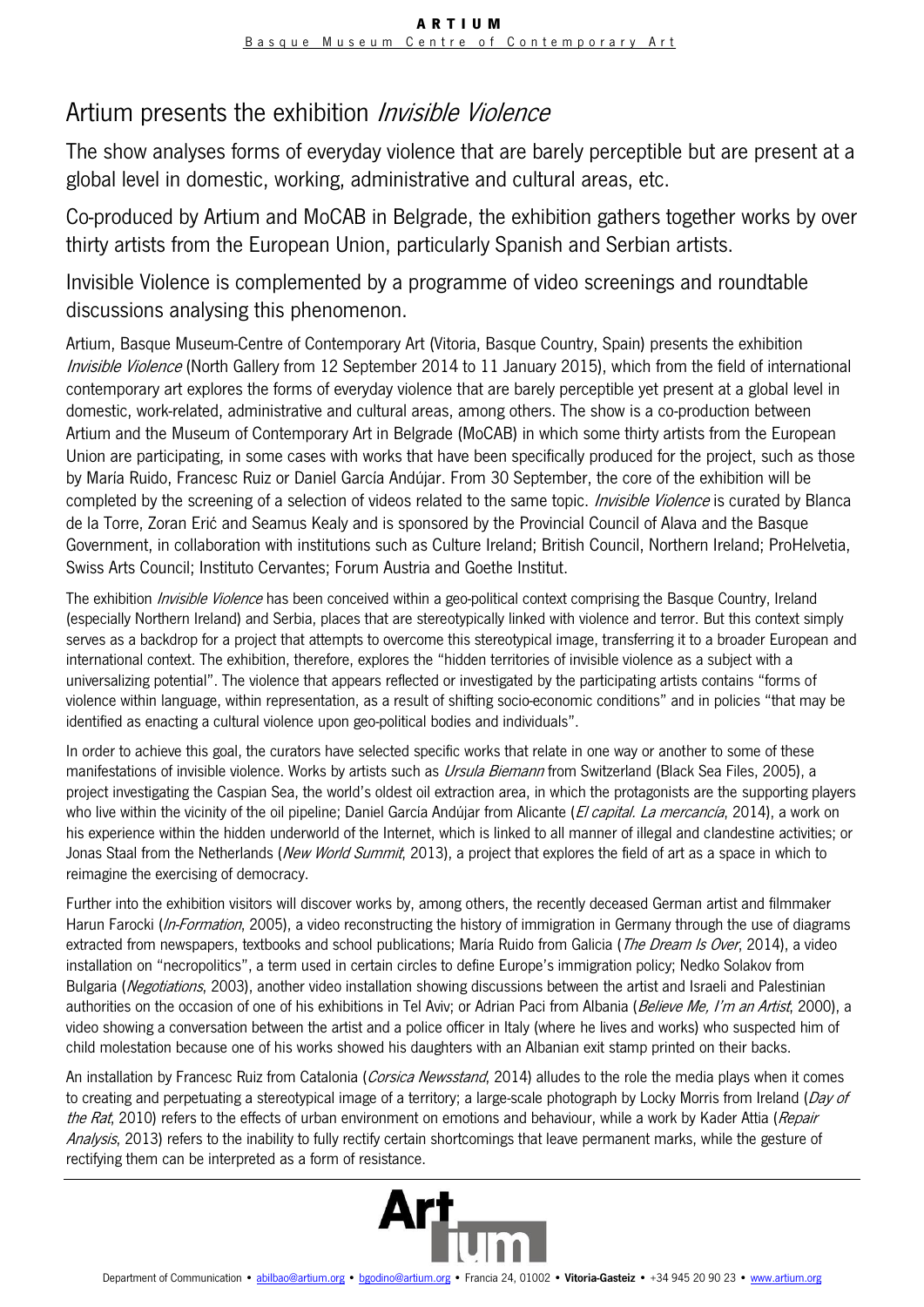# Artium presents the exhibition *Invisible Violence*

The show analyses forms of everyday violence that are barely perceptible but are present at a global level in domestic, working, administrative and cultural areas, etc.

Co-produced by Artium and MoCAB in Belgrade, the exhibition gathers together works by over thirty artists from the European Union, particularly Spanish and Serbian artists.

Invisible Violence is complemented by a programme of video screenings and roundtable discussions analysing this phenomenon.

Artium, Basque Museum-Centre of Contemporary Art (Vitoria, Basque Country, Spain) presents the exhibition *Invisible Violence* (North Gallery from 12 September 2014 to 11 January 2015), which from the field of international contemporary art explores the forms of everyday violence that are barely perceptible yet present at a global level in domestic, work-related, administrative and cultural areas, among others. The show is a co-production between Artium and the Museum of Contemporary Art in Belgrade (MoCAB) in which some thirty artists from the European Union are participating, in some cases with works that have been specifically produced for the project, such as those by María Ruido, Francesc Ruiz or Daniel García Andújar. From 30 September, the core of the exhibition will be completed by the screening of a selection of videos related to the same topic. *Invisible Violence* is curated by Blanca de la Torre, Zoran Erić and Seamus Kealy and is sponsored by the Provincial Council of Alava and the Basque Government, in collaboration with institutions such as Culture Ireland; British Council, Northern Ireland; ProHelvetia, Swiss Arts Council; Instituto Cervantes; Forum Austria and Goethe Institut.

The exhibition *Invisible Violence* has been conceived within a geo-political context comprising the Basque Country, Ireland (especially Northern Ireland) and Serbia, places that are stereotypically linked with violence and terror. But this context simply serves as a backdrop for a project that attempts to overcome this stereotypical image, transferring it to a broader European and international context. The exhibition, therefore, explores the "hidden territories of invisible violence as a subject with a universalizing potential". The violence that appears reflected or investigated by the participating artists contains "forms of violence within language, within representation, as a result of shifting socio-economic conditions" and in policies "that may be identified as enacting a cultural violence upon geo-political bodies and individuals".

In order to achieve this goal, the curators have selected specific works that relate in one way or another to some of these manifestations of invisible violence. Works by artists such as *Ursula Biemann* from Switzerland (Black Sea Files, 2005), a project investigating the Caspian Sea, the world's oldest oil extraction area, in which the protagonists are the supporting players who live within the vicinity of the oil pipeline; Daniel García Andújar from Alicante (*El capital. La mercancía*, 2014), a work on his experience within the hidden underworld of the Internet, which is linked to all manner of illegal and clandestine activities; or Jonas Staal from the Netherlands (*New World Summit*, 2013), a project that explores the field of art as a space in which to reimagine the exercising of democracy.

Further into the exhibition visitors will discover works by, among others, the recently deceased German artist and filmmaker Harun Farocki (*In-Formation*, 2005), a video reconstructing the history of immigration in Germany through the use of diagrams extracted from newspapers, textbooks and school publications; María Ruido from Galicia (*The Dream Is Over*, 2014), a video installation on "necropolitics", a term used in certain circles to define Europe's immigration policy; Nedko Solakov from Bulgaria (*Negotiations*, 2003), another video installation showing discussions between the artist and Israeli and Palestinian authorities on the occasion of one of his exhibitions in Tel Aviv; or Adrian Paci from Albania (*Believe Me, I'm an Artist*, 2000), a video showing a conversation between the artist and a police officer in Italy (where he lives and works) who suspected him of child molestation because one of his works showed his daughters with an Albanian exit stamp printed on their backs.

An installation by Francesc Ruiz from Catalonia (*Corsica Newsstand*, 2014) alludes to the role the media plays when it comes to creating and perpetuating a stereotypical image of a territory; a large-scale photograph by Locky Morris from Ireland (*Day of the Rat*, 2010) refers to the effects of urban environment on emotions and behaviour, while a work by Kader Attia (*Repair Analysis*, 2013) refers to the inability to fully rectify certain shortcomings that leave permanent marks, while the gesture of rectifying them can be interpreted as a form of resistance.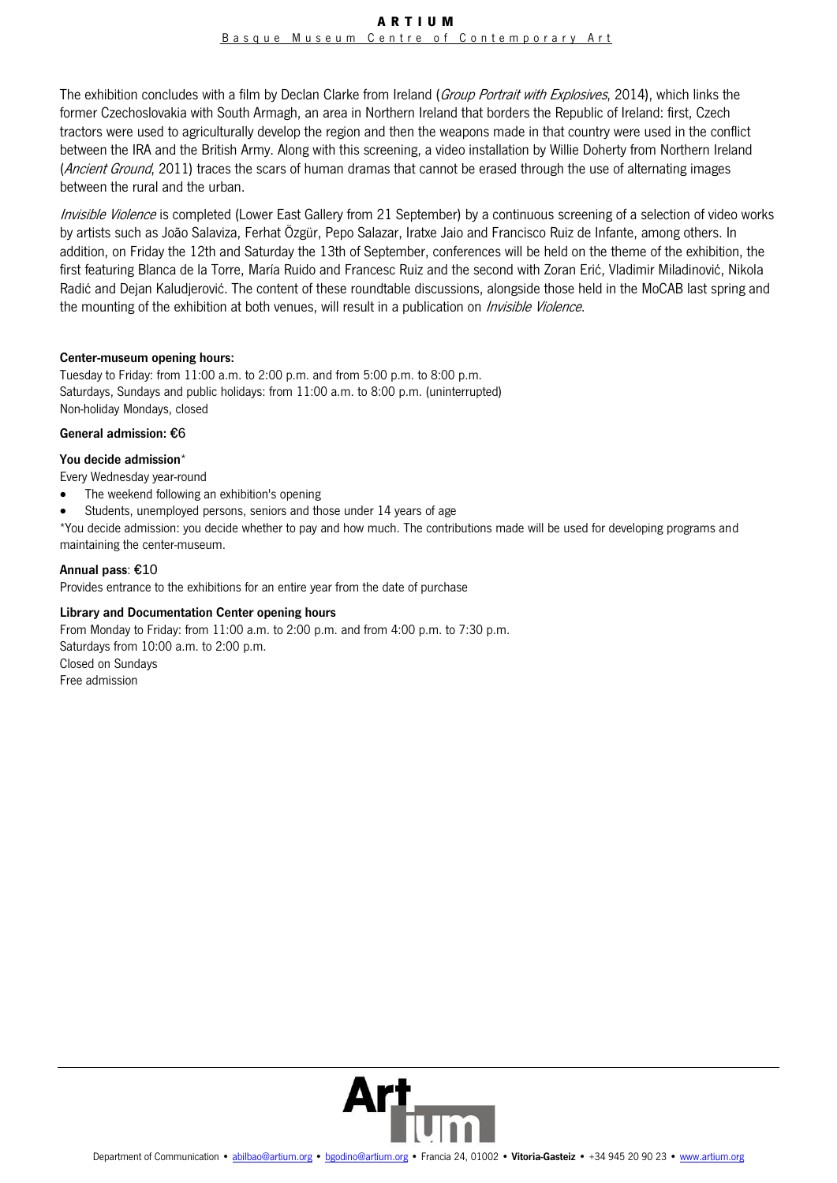The exhibition concludes with a film by Declan Clarke from Ireland (*Group Portrait with Explosives*, 2014), which links the former Czechoslovakia with South Armagh, an area in Northern Ireland that borders the Republic of Ireland: first, Czech tractors were used to agriculturally develop the region and then the weapons made in that country were used in the conflict between the IRA and the British Army. Along with this screening, a video installation by Willie Doherty from Northern Ireland (*Ancient Ground*, 2011) traces the scars of human dramas that cannot be erased through the use of alternating images between the rural and the urban.

*Invisible Violence* is completed (Lower East Gallery from 21 September) by a continuous screening of a selection of video works by artists such as João Salaviza, Ferhat Özgür, Pepo Salazar, Iratxe Jaio and Francisco Ruiz de Infante, among others. In addition, on Friday the 12th and Saturday the 13th of September, conferences will be held on the theme of the exhibition, the first featuring Blanca de la Torre, María Ruido and Francesc Ruiz and the second with Zoran Erić, Vladimir Miladinović, Nikola Radić and Dejan Kaludjerović. The content of these roundtable discussions, alongside those held in the MoCAB last spring and the mounting of the exhibition at both venues, will result in a publication on *Invisible Violence*.

**Center-museum opening hours:**
Tuesday to Friday: from 11:00 a.m. to 2:00 p.m. and from 5:00 p.m. to 8:00 p.m.
Saturdays, Sundays and public holidays: from 11:00 a.m. to 8:00 p.m. (uninterrupted)
Non-holiday Mondays, closed

**General admission:** €6

**You decide admission***
Every Wednesday year-round

- The weekend following an exhibition's opening
- Students, unemployed persons, seniors and those under 14 years of age

*You decide admission: you decide whether to pay and how much. The contributions made will be used for developing programs and maintaining the center-museum.

**Annual pass**: €10
Provides entrance to the exhibitions for an entire year from the date of purchase

**Library and Documentation Center opening hours**
From Monday to Friday: from 11:00 a.m. to 2:00 p.m. and from 4:00 p.m. to 7:30 p.m.
Saturdays from 10:00 a.m. to 2:00 p.m.
Closed on Sundays
Free admission